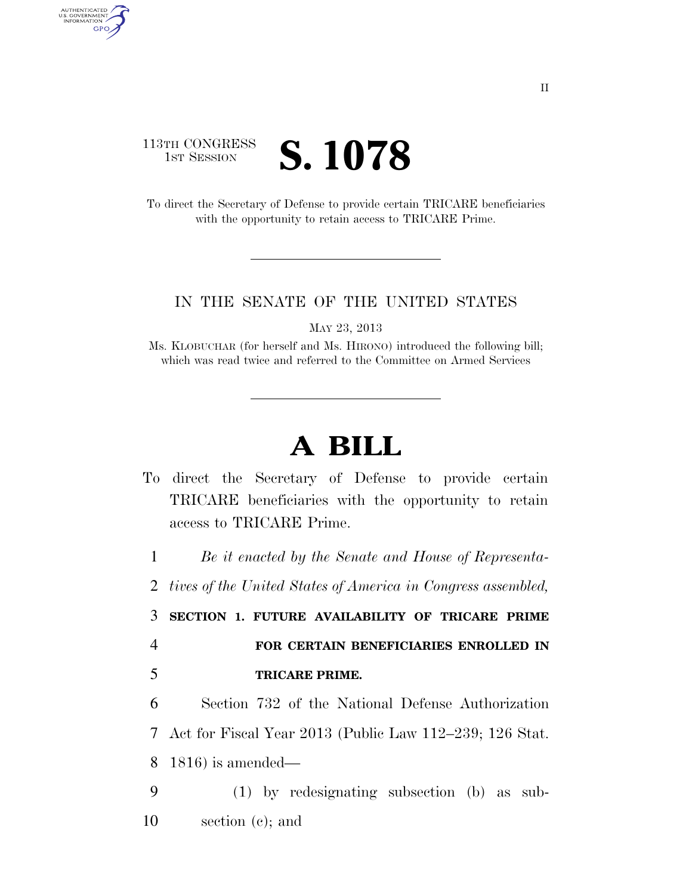113TH CONGRESS
1ST SESSION

# S. 1078

To direct the Secretary of Defense to provide certain TRICARE beneficiaries with the opportunity to retain access to TRICARE Prime.

IN THE SENATE OF THE UNITED STATES

MAY 23, 2013

Ms. KLOBUCHAR (for herself and Ms. HIRONO) introduced the following bill; which was read twice and referred to the Committee on Armed Services

# A BILL

To direct the Secretary of Defense to provide certain TRICARE beneficiaries with the opportunity to retain access to TRICARE Prime.

1 *Be it enacted by the Senate and House of Representa-*
2 *tives of the United States of America in Congress assembled,*

3 **SECTION 1. FUTURE AVAILABILITY OF TRICARE PRIME**
4 **FOR CERTAIN BENEFICIARIES ENROLLED IN**
5 **TRICARE PRIME.**

6 Section 732 of the National Defense Authorization
7 Act for Fiscal Year 2013 (Public Law 112–239; 126 Stat.
8 1816) is amended—

9 (1) by redesignating subsection (b) as sub-
10 section (c); and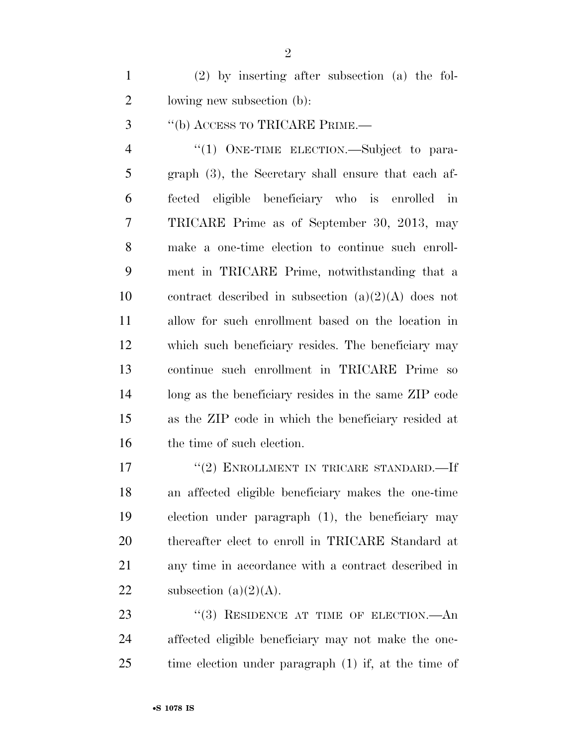(2) by inserting after subsection (a) the following new subsection (b):

"(b) ACCESS TO TRICARE PRIME.—

"(1) ONE-TIME ELECTION.—Subject to paragraph (3), the Secretary shall ensure that each affected eligible beneficiary who is enrolled in TRICARE Prime as of September 30, 2013, may make a one-time election to continue such enrollment in TRICARE Prime, notwithstanding that a contract described in subsection (a)(2)(A) does not allow for such enrollment based on the location in which such beneficiary resides. The beneficiary may continue such enrollment in TRICARE Prime so long as the beneficiary resides in the same ZIP code as the ZIP code in which the beneficiary resided at the time of such election.

"(2) ENROLLMENT IN TRICARE STANDARD.—If an affected eligible beneficiary makes the one-time election under paragraph (1), the beneficiary may thereafter elect to enroll in TRICARE Standard at any time in accordance with a contract described in subsection (a)(2)(A).

"(3) RESIDENCE AT TIME OF ELECTION.—An affected eligible beneficiary may not make the one-time election under paragraph (1) if, at the time of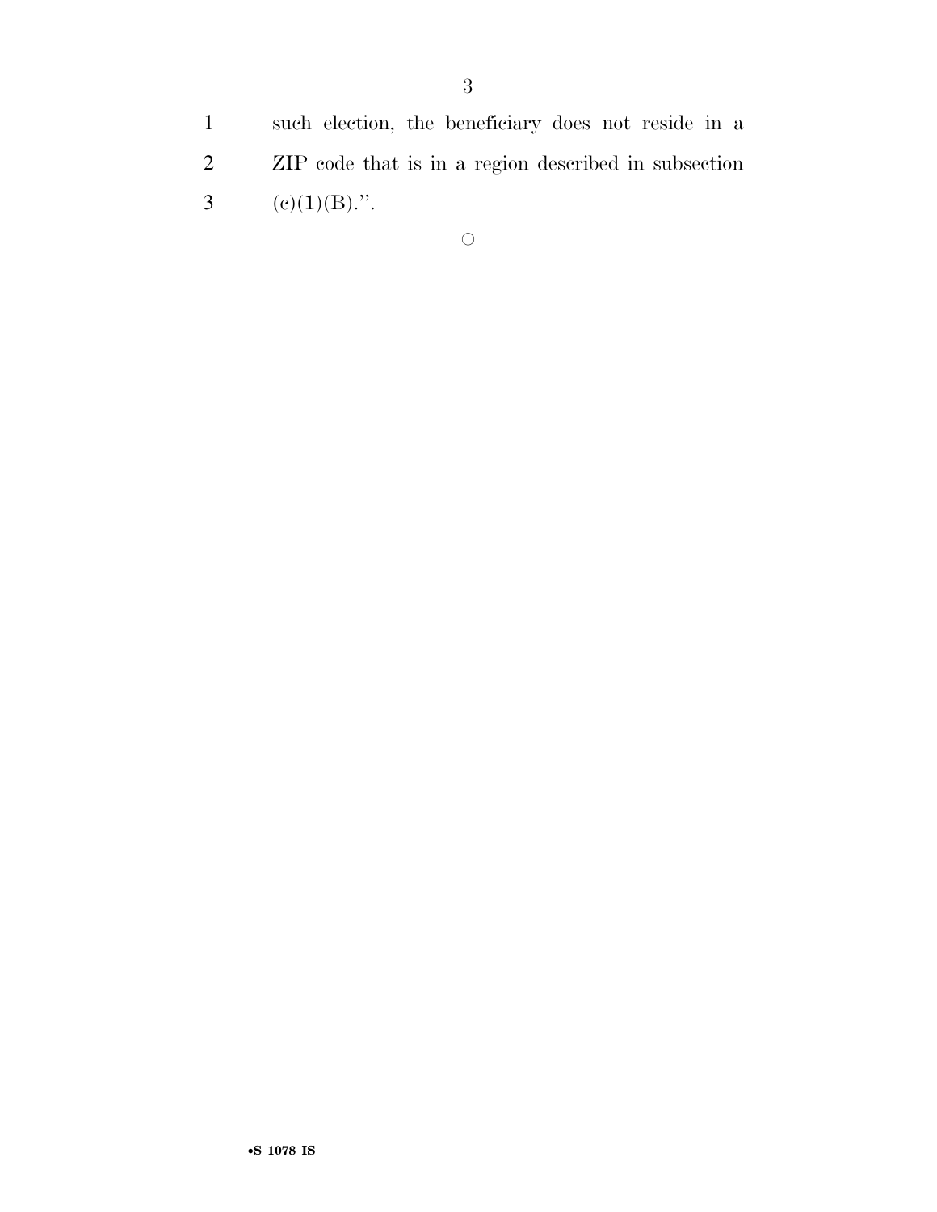such election, the beneficiary does not reside in a ZIP code that is in a region described in subsection (c)(1)(B).''.